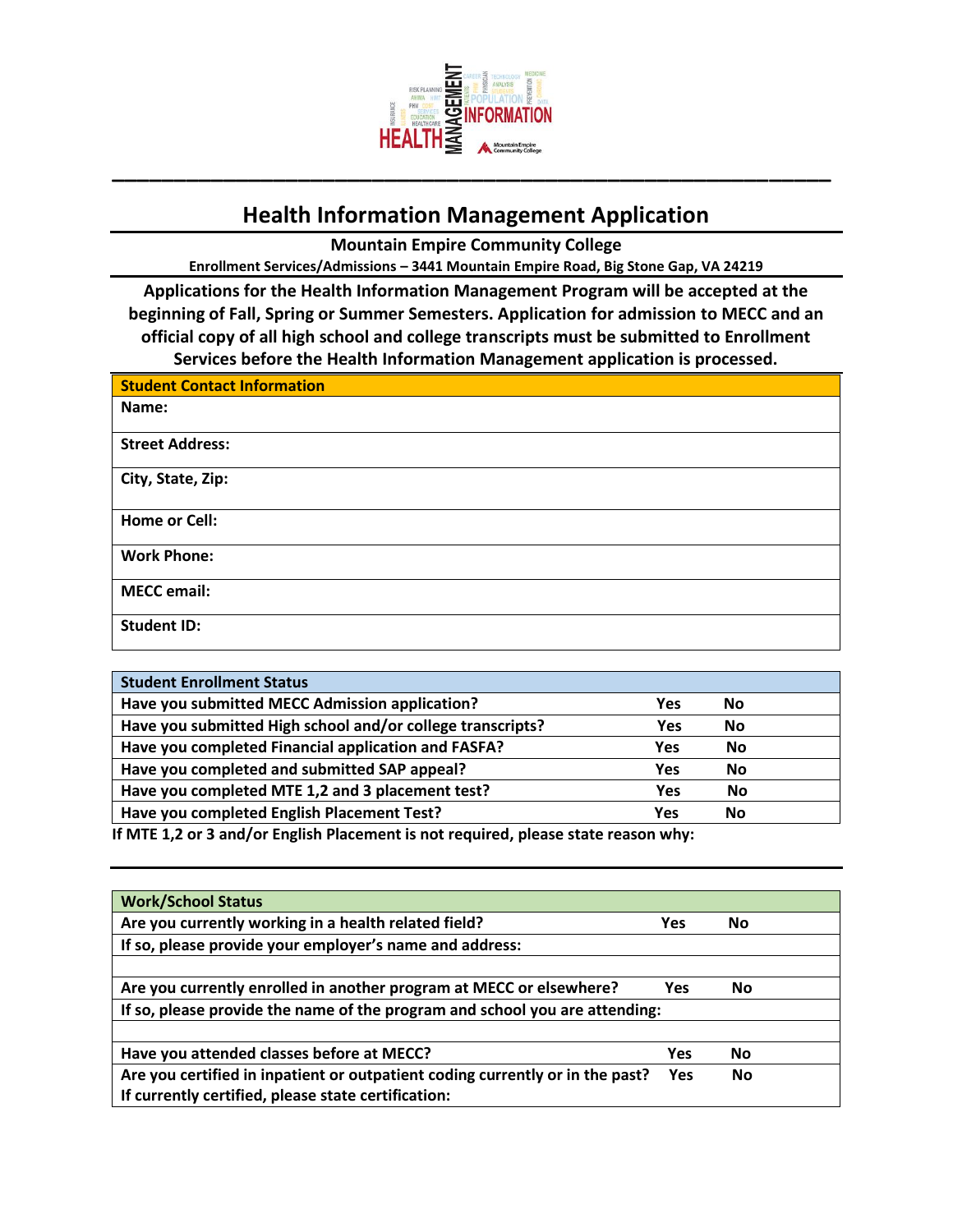# Health Information Management Application

**Mountain Empire Community College**

**Enrollment Services/Admissions – 3441 Mountain Empire Road, Big Stone Gap, VA 24219**

**Applications for the Health Information Management Program will be accepted at the beginning of Fall, Spring or Summer Semesters. Application for admission to MECC and an official copy of all high school and college transcripts must be submitted to Enrollment Services before the Health Information Management application is processed.**

| Student Contact Information |
|---|
| Name: |
| Street Address: |
| City, State, Zip: |
| Home or Cell: |
| Work Phone: |
| MECC email: |
| Student ID: |

| Student Enrollment Status | | |
|---|---|---|
| Have you submitted MECC Admission application? | Yes | No |
| Have you submitted High school and/or college transcripts? | Yes | No |
| Have you completed Financial application and FASFA? | Yes | No |
| Have you completed and submitted SAP appeal? | Yes | No |
| Have you completed MTE 1,2 and 3 placement test? | Yes | No |
| Have you completed English Placement Test? | Yes | No |

**If MTE 1,2 or 3 and/or English Placement is not required, please state reason why:**

| Work/School Status | | |
|---|---|---|
| Are you currently working in a health related field? | Yes | No |
| If so, please provide your employer's name and address: | | |
| | | |
| Are you currently enrolled in another program at MECC or elsewhere? | Yes | No |
| If so, please provide the name of the program and school you are attending: | | |
| | | |
| Have you attended classes before at MECC? | Yes | No |
| Are you certified in inpatient or outpatient coding currently or in the past? | Yes | No |
| If currently certified, please state certification: | | |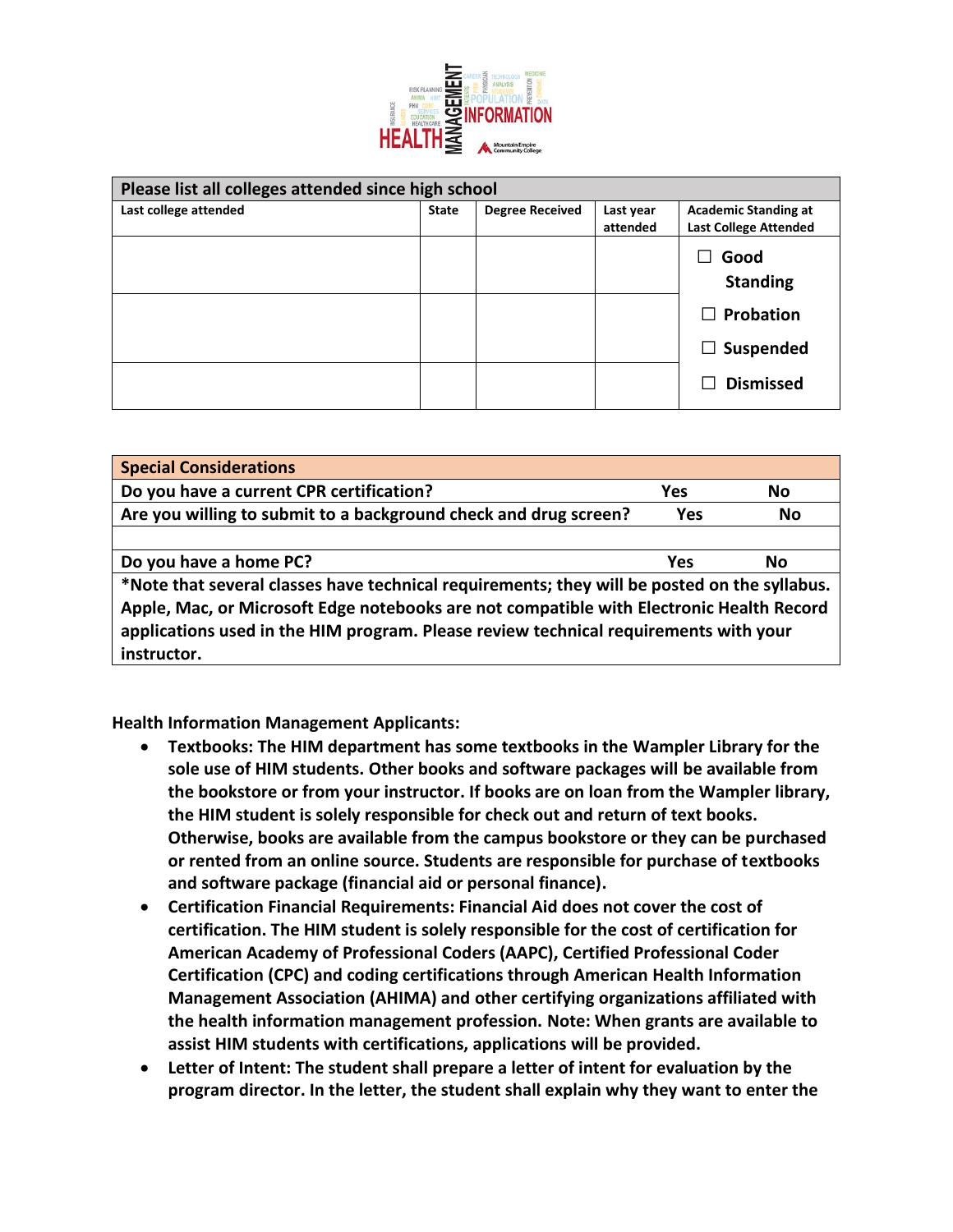| Please list all colleges attended since high school | | | | |
|---|---|---|---|---|
| Last college attended | State | Degree Received | Last year attended | Academic Standing at Last College Attended |
| | | | | ☐ Good Standing<br>☐ Probation |
| | | | | ☐ Suspended |
| | | | | ☐ Dismissed |

| Special Considerations | | |
|---|---|---|
| Do you have a current CPR certification? | Yes | No |
| Are you willing to submit to a background check and drug screen? | Yes | No |
| | | |
| Do you have a home PC? | Yes | No |
| *Note that several classes have technical requirements; they will be posted on the syllabus. Apple, Mac, or Microsoft Edge notebooks are not compatible with Electronic Health Record applications used in the HIM program. Please review technical requirements with your instructor. | | |

**Health Information Management Applicants:**

- **Textbooks: The HIM department has some textbooks in the Wampler Library for the sole use of HIM students. Other books and software packages will be available from the bookstore or from your instructor. If books are on loan from the Wampler library, the HIM student is solely responsible for check out and return of text books. Otherwise, books are available from the campus bookstore or they can be purchased or rented from an online source. Students are responsible for purchase of textbooks and software package (financial aid or personal finance).**
- **Certification Financial Requirements: Financial Aid does not cover the cost of certification. The HIM student is solely responsible for the cost of certification for American Academy of Professional Coders (AAPC), Certified Professional Coder Certification (CPC) and coding certifications through American Health Information Management Association (AHIMA) and other certifying organizations affiliated with the health information management profession. Note: When grants are available to assist HIM students with certifications, applications will be provided.**
- **Letter of Intent: The student shall prepare a letter of intent for evaluation by the program director. In the letter, the student shall explain why they want to enter the**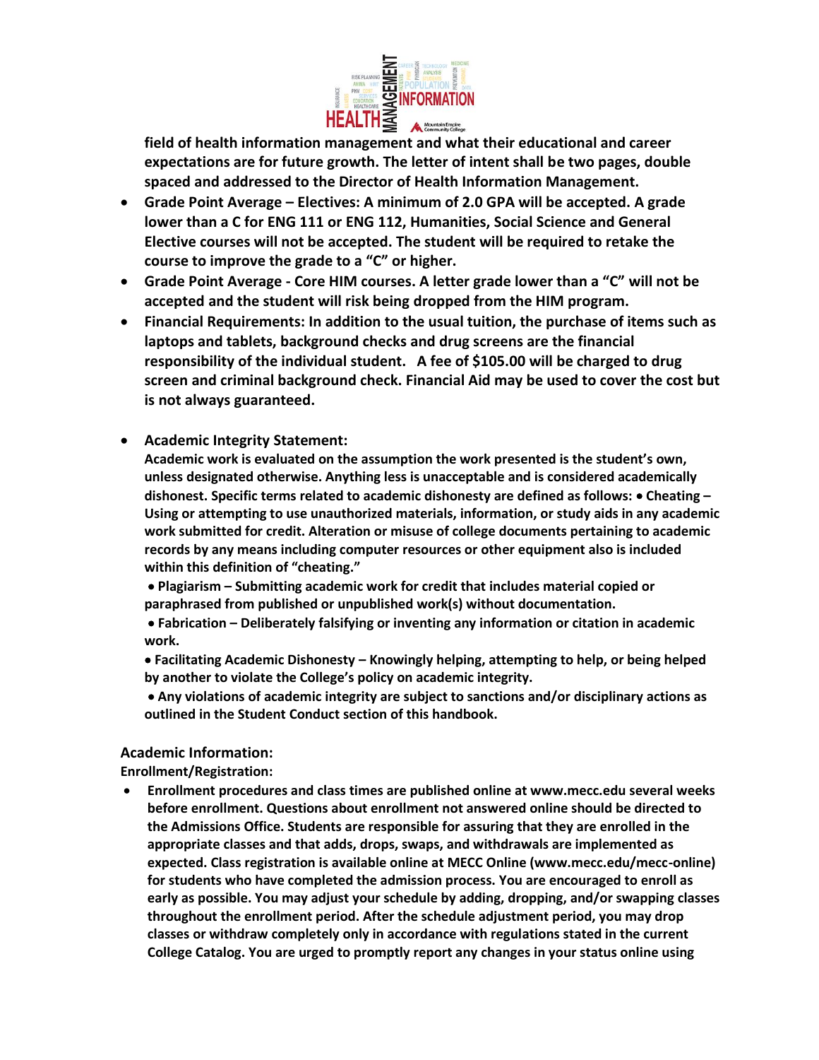**field of health information management and what their educational and career expectations are for future growth. The letter of intent shall be two pages, double spaced and addressed to the Director of Health Information Management.**

- **Grade Point Average – Electives: A minimum of 2.0 GPA will be accepted. A grade lower than a C for ENG 111 or ENG 112, Humanities, Social Science and General Elective courses will not be accepted. The student will be required to retake the course to improve the grade to a "C" or higher.**
- **Grade Point Average - Core HIM courses. A letter grade lower than a "C" will not be accepted and the student will risk being dropped from the HIM program.**
- **Financial Requirements: In addition to the usual tuition, the purchase of items such as laptops and tablets, background checks and drug screens are the financial responsibility of the individual student. A fee of $105.00 will be charged to drug screen and criminal background check. Financial Aid may be used to cover the cost but is not always guaranteed.**
- **Academic Integrity Statement:**
  **Academic work is evaluated on the assumption the work presented is the student's own, unless designated otherwise. Anything less is unacceptable and is considered academically dishonest. Specific terms related to academic dishonesty are defined as follows: • Cheating – Using or attempting to use unauthorized materials, information, or study aids in any academic work submitted for credit. Alteration or misuse of college documents pertaining to academic records by any means including computer resources or other equipment also is included within this definition of "cheating."**

  **• Plagiarism – Submitting academic work for credit that includes material copied or paraphrased from published or unpublished work(s) without documentation.**

  **• Fabrication – Deliberately falsifying or inventing any information or citation in academic work.**

  **• Facilitating Academic Dishonesty – Knowingly helping, attempting to help, or being helped by another to violate the College's policy on academic integrity.**

  **• Any violations of academic integrity are subject to sanctions and/or disciplinary actions as outlined in the Student Conduct section of this handbook.**

### Academic Information:

**Enrollment/Registration:**

- **Enrollment procedures and class times are published online at www.mecc.edu several weeks before enrollment. Questions about enrollment not answered online should be directed to the Admissions Office. Students are responsible for assuring that they are enrolled in the appropriate classes and that adds, drops, swaps, and withdrawals are implemented as expected. Class registration is available online at MECC Online (www.mecc.edu/mecc-online) for students who have completed the admission process. You are encouraged to enroll as early as possible. You may adjust your schedule by adding, dropping, and/or swapping classes throughout the enrollment period. After the schedule adjustment period, you may drop classes or withdraw completely only in accordance with regulations stated in the current College Catalog. You are urged to promptly report any changes in your status online using**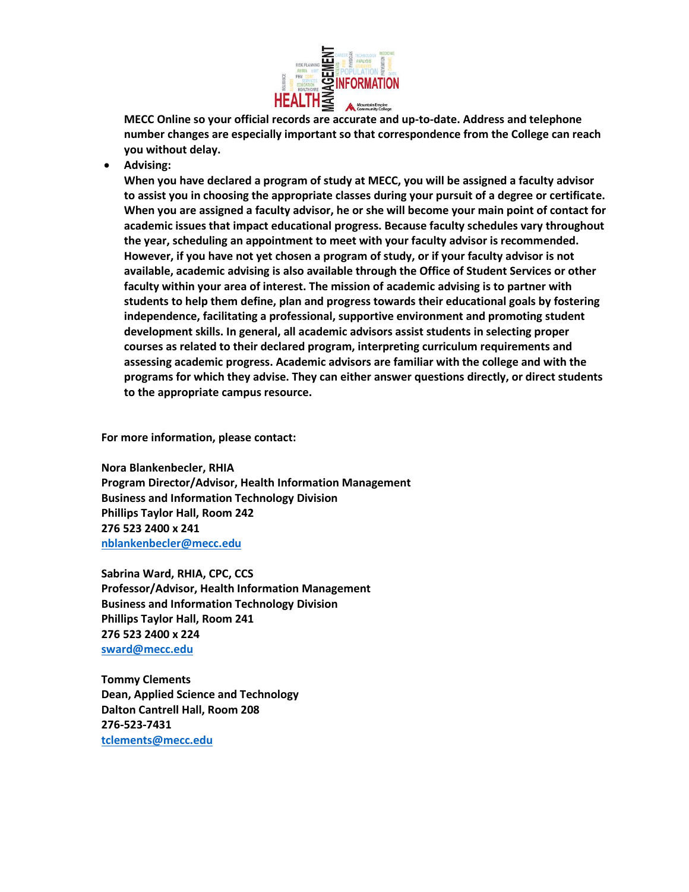MECC Online so your official records are accurate and up-to-date. Address and telephone number changes are especially important so that correspondence from the College can reach you without delay.

- **Advising:**
  **When you have declared a program of study at MECC, you will be assigned a faculty advisor to assist you in choosing the appropriate classes during your pursuit of a degree or certificate. When you are assigned a faculty advisor, he or she will become your main point of contact for academic issues that impact educational progress. Because faculty schedules vary throughout the year, scheduling an appointment to meet with your faculty advisor is recommended. However, if you have not yet chosen a program of study, or if your faculty advisor is not available, academic advising is also available through the Office of Student Services or other faculty within your area of interest. The mission of academic advising is to partner with students to help them define, plan and progress towards their educational goals by fostering independence, facilitating a professional, supportive environment and promoting student development skills. In general, all academic advisors assist students in selecting proper courses as related to their declared program, interpreting curriculum requirements and assessing academic progress. Academic advisors are familiar with the college and with the programs for which they advise. They can either answer questions directly, or direct students to the appropriate campus resource.**

**For more information, please contact:**

**Nora Blankenbecler, RHIA**
**Program Director/Advisor, Health Information Management**
**Business and Information Technology Division**
**Phillips Taylor Hall, Room 242**
**276 523 2400 x 241**
nblankenbecler@mecc.edu

**Sabrina Ward, RHIA, CPC, CCS**
**Professor/Advisor, Health Information Management**
**Business and Information Technology Division**
**Phillips Taylor Hall, Room 241**
**276 523 2400 x 224**
sward@mecc.edu

**Tommy Clements**
**Dean, Applied Science and Technology**
**Dalton Cantrell Hall, Room 208**
**276-523-7431**
tclements@mecc.edu